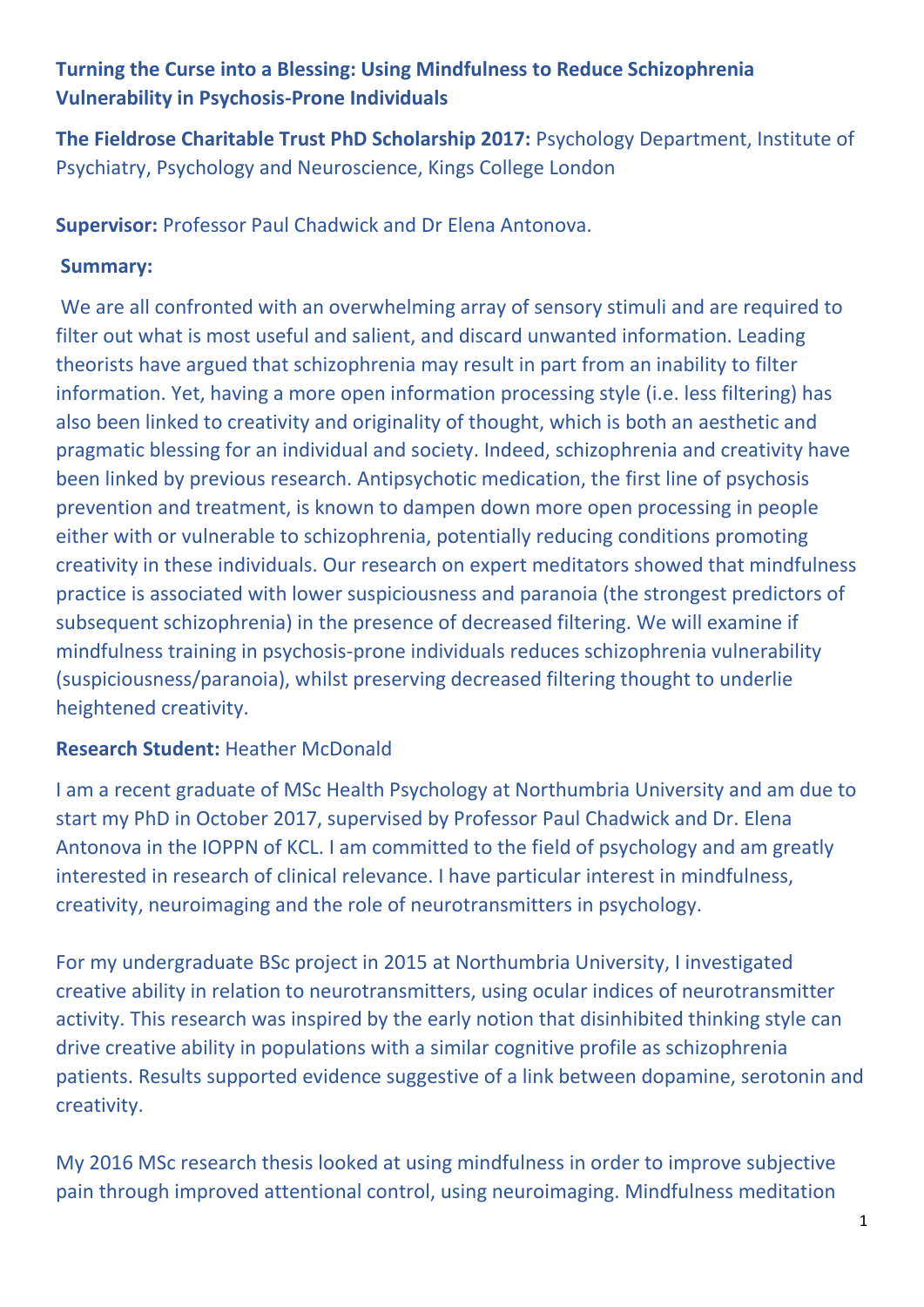**Turning the Curse into a Blessing: Using Mindfulness to Reduce Schizophrenia Vulnerability in Psychosis-Prone Individuals**

**The Fieldrose Charitable Trust PhD Scholarship 2017:** Psychology Department, Institute of Psychiatry, Psychology and Neuroscience, Kings College London

**Supervisor:** Professor Paul Chadwick and Dr Elena Antonova.

**Summary:**

We are all confronted with an overwhelming array of sensory stimuli and are required to filter out what is most useful and salient, and discard unwanted information. Leading theorists have argued that schizophrenia may result in part from an inability to filter information. Yet, having a more open information processing style (i.e. less filtering) has also been linked to creativity and originality of thought, which is both an aesthetic and pragmatic blessing for an individual and society. Indeed, schizophrenia and creativity have been linked by previous research. Antipsychotic medication, the first line of psychosis prevention and treatment, is known to dampen down more open processing in people either with or vulnerable to schizophrenia, potentially reducing conditions promoting creativity in these individuals. Our research on expert meditators showed that mindfulness practice is associated with lower suspiciousness and paranoia (the strongest predictors of subsequent schizophrenia) in the presence of decreased filtering. We will examine if mindfulness training in psychosis-prone individuals reduces schizophrenia vulnerability (suspiciousness/paranoia), whilst preserving decreased filtering thought to underlie heightened creativity.

**Research Student:** Heather McDonald

I am a recent graduate of MSc Health Psychology at Northumbria University and am due to start my PhD in October 2017, supervised by Professor Paul Chadwick and Dr. Elena Antonova in the IOPPN of KCL. I am committed to the field of psychology and am greatly interested in research of clinical relevance. I have particular interest in mindfulness, creativity, neuroimaging and the role of neurotransmitters in psychology.

For my undergraduate BSc project in 2015 at Northumbria University, I investigated creative ability in relation to neurotransmitters, using ocular indices of neurotransmitter activity. This research was inspired by the early notion that disinhibited thinking style can drive creative ability in populations with a similar cognitive profile as schizophrenia patients. Results supported evidence suggestive of a link between dopamine, serotonin and creativity.

My 2016 MSc research thesis looked at using mindfulness in order to improve subjective pain through improved attentional control, using neuroimaging. Mindfulness meditation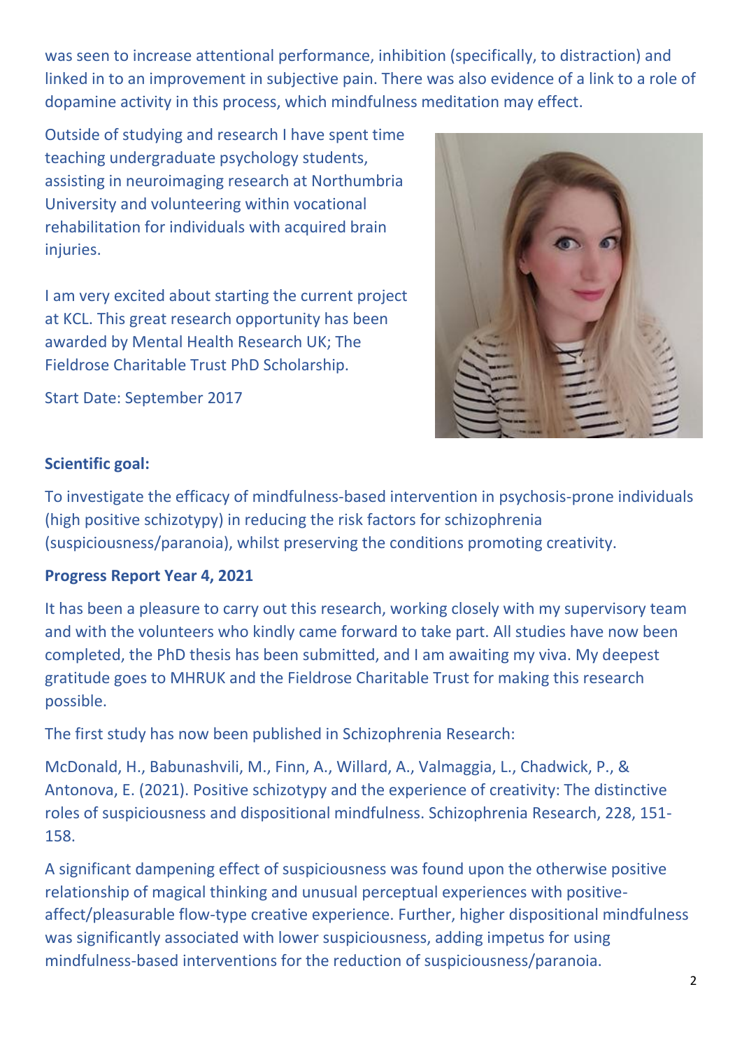was seen to increase attentional performance, inhibition (specifically, to distraction) and linked in to an improvement in subjective pain. There was also evidence of a link to a role of dopamine activity in this process, which mindfulness meditation may effect.

Outside of studying and research I have spent time teaching undergraduate psychology students, assisting in neuroimaging research at Northumbria University and volunteering within vocational rehabilitation for individuals with acquired brain injuries.

I am very excited about starting the current project at KCL. This great research opportunity has been awarded by Mental Health Research UK; The Fieldrose Charitable Trust PhD Scholarship.

Start Date: September 2017

**Scientific goal:**

To investigate the efficacy of mindfulness-based intervention in psychosis-prone individuals (high positive schizotypy) in reducing the risk factors for schizophrenia (suspiciousness/paranoia), whilst preserving the conditions promoting creativity.

**Progress Report Year 4, 2021**

It has been a pleasure to carry out this research, working closely with my supervisory team and with the volunteers who kindly came forward to take part. All studies have now been completed, the PhD thesis has been submitted, and I am awaiting my viva. My deepest gratitude goes to MHRUK and the Fieldrose Charitable Trust for making this research possible.

The first study has now been published in Schizophrenia Research:

McDonald, H., Babunashvili, M., Finn, A., Willard, A., Valmaggia, L., Chadwick, P., & Antonova, E. (2021). Positive schizotypy and the experience of creativity: The distinctive roles of suspiciousness and dispositional mindfulness. Schizophrenia Research, 228, 151-158.

A significant dampening effect of suspiciousness was found upon the otherwise positive relationship of magical thinking and unusual perceptual experiences with positive-affect/pleasurable flow-type creative experience. Further, higher dispositional mindfulness was significantly associated with lower suspiciousness, adding impetus for using mindfulness-based interventions for the reduction of suspiciousness/paranoia.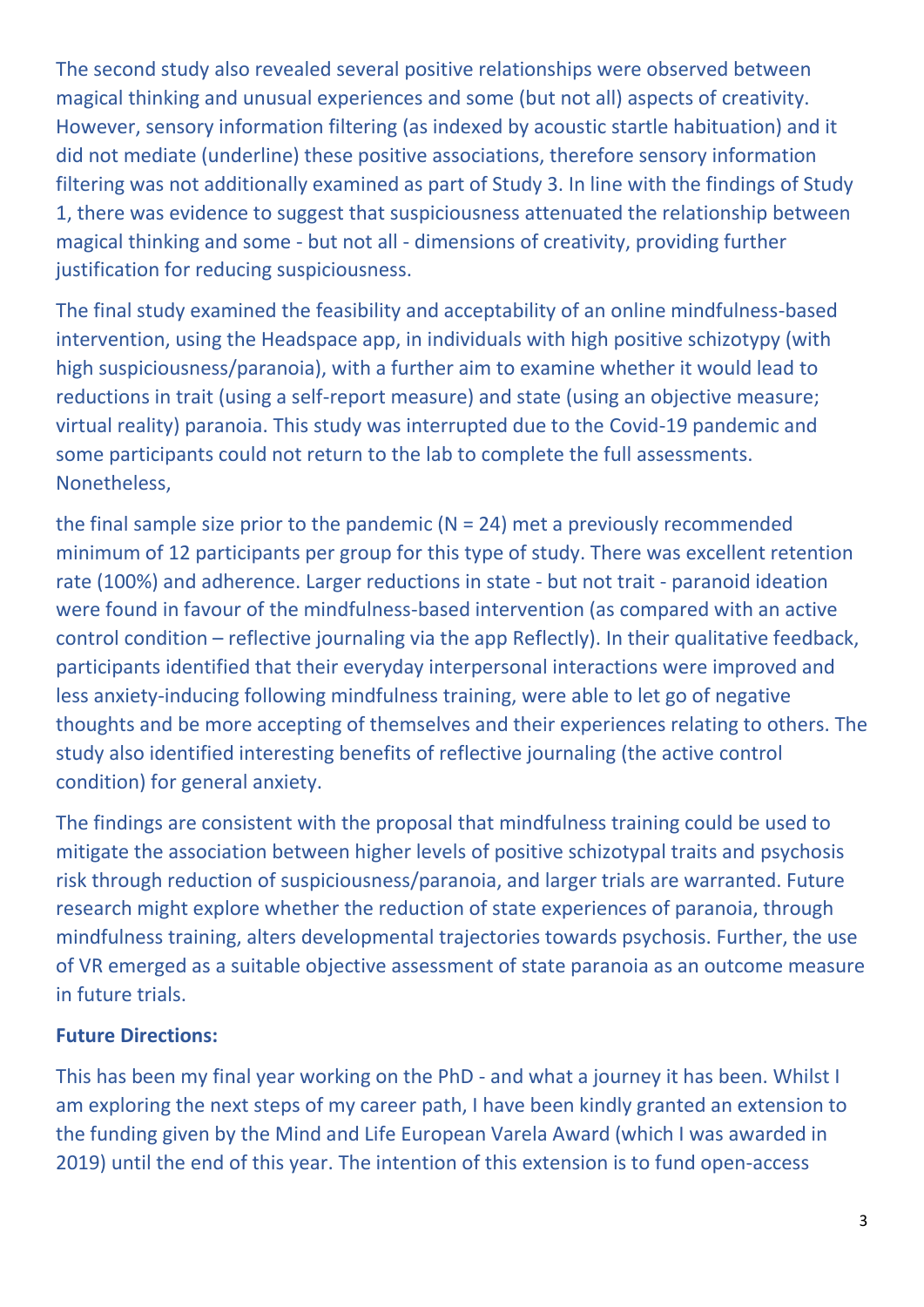The second study also revealed several positive relationships were observed between magical thinking and unusual experiences and some (but not all) aspects of creativity. However, sensory information filtering (as indexed by acoustic startle habituation) and it did not mediate (underline) these positive associations, therefore sensory information filtering was not additionally examined as part of Study 3. In line with the findings of Study 1, there was evidence to suggest that suspiciousness attenuated the relationship between magical thinking and some - but not all - dimensions of creativity, providing further justification for reducing suspiciousness.

The final study examined the feasibility and acceptability of an online mindfulness-based intervention, using the Headspace app, in individuals with high positive schizotypy (with high suspiciousness/paranoia), with a further aim to examine whether it would lead to reductions in trait (using a self-report measure) and state (using an objective measure; virtual reality) paranoia. This study was interrupted due to the Covid-19 pandemic and some participants could not return to the lab to complete the full assessments. Nonetheless,

the final sample size prior to the pandemic (N = 24) met a previously recommended minimum of 12 participants per group for this type of study. There was excellent retention rate (100%) and adherence. Larger reductions in state - but not trait - paranoid ideation were found in favour of the mindfulness-based intervention (as compared with an active control condition – reflective journaling via the app Reflectly). In their qualitative feedback, participants identified that their everyday interpersonal interactions were improved and less anxiety-inducing following mindfulness training, were able to let go of negative thoughts and be more accepting of themselves and their experiences relating to others. The study also identified interesting benefits of reflective journaling (the active control condition) for general anxiety.

The findings are consistent with the proposal that mindfulness training could be used to mitigate the association between higher levels of positive schizotypal traits and psychosis risk through reduction of suspiciousness/paranoia, and larger trials are warranted. Future research might explore whether the reduction of state experiences of paranoia, through mindfulness training, alters developmental trajectories towards psychosis. Further, the use of VR emerged as a suitable objective assessment of state paranoia as an outcome measure in future trials.

**Future Directions:**

This has been my final year working on the PhD - and what a journey it has been. Whilst I am exploring the next steps of my career path, I have been kindly granted an extension to the funding given by the Mind and Life European Varela Award (which I was awarded in 2019) until the end of this year. The intention of this extension is to fund open-access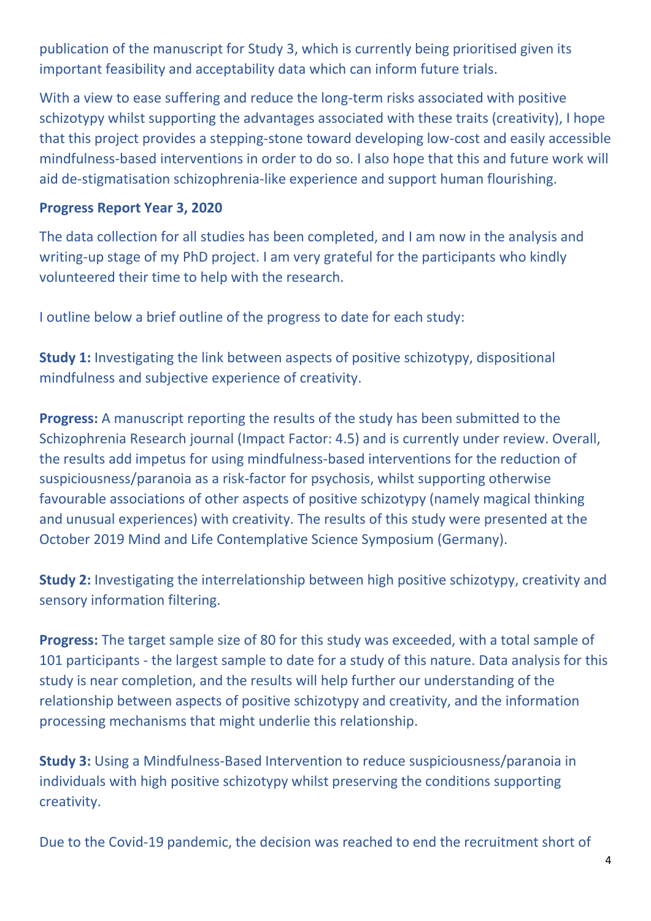publication of the manuscript for Study 3, which is currently being prioritised given its important feasibility and acceptability data which can inform future trials.

With a view to ease suffering and reduce the long-term risks associated with positive schizotypy whilst supporting the advantages associated with these traits (creativity), I hope that this project provides a stepping-stone toward developing low-cost and easily accessible mindfulness-based interventions in order to do so. I also hope that this and future work will aid de-stigmatisation schizophrenia-like experience and support human flourishing.

**Progress Report Year 3, 2020**

The data collection for all studies has been completed, and I am now in the analysis and writing-up stage of my PhD project. I am very grateful for the participants who kindly volunteered their time to help with the research.

I outline below a brief outline of the progress to date for each study:

**Study 1:** Investigating the link between aspects of positive schizotypy, dispositional mindfulness and subjective experience of creativity.

**Progress:** A manuscript reporting the results of the study has been submitted to the Schizophrenia Research journal (Impact Factor: 4.5) and is currently under review. Overall, the results add impetus for using mindfulness-based interventions for the reduction of suspiciousness/paranoia as a risk-factor for psychosis, whilst supporting otherwise favourable associations of other aspects of positive schizotypy (namely magical thinking and unusual experiences) with creativity. The results of this study were presented at the October 2019 Mind and Life Contemplative Science Symposium (Germany).

**Study 2:** Investigating the interrelationship between high positive schizotypy, creativity and sensory information filtering.

**Progress:** The target sample size of 80 for this study was exceeded, with a total sample of 101 participants - the largest sample to date for a study of this nature. Data analysis for this study is near completion, and the results will help further our understanding of the relationship between aspects of positive schizotypy and creativity, and the information processing mechanisms that might underlie this relationship.

**Study 3:** Using a Mindfulness-Based Intervention to reduce suspiciousness/paranoia in individuals with high positive schizotypy whilst preserving the conditions supporting creativity.

Due to the Covid-19 pandemic, the decision was reached to end the recruitment short of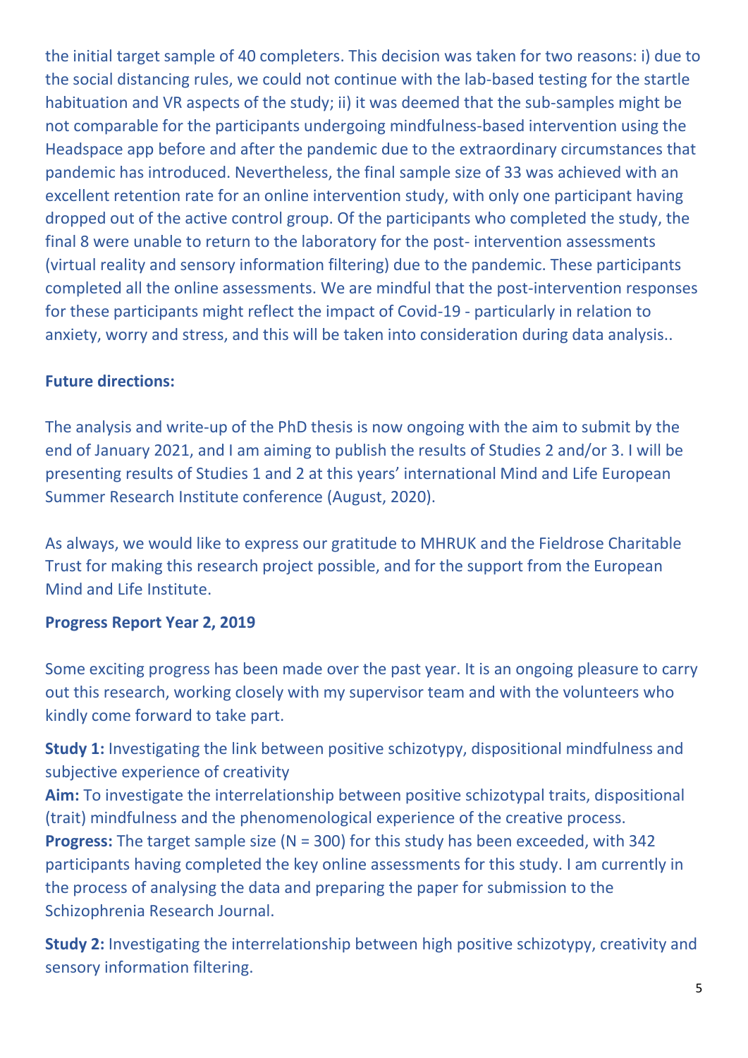the initial target sample of 40 completers. This decision was taken for two reasons: i) due to the social distancing rules, we could not continue with the lab-based testing for the startle habituation and VR aspects of the study; ii) it was deemed that the sub-samples might be not comparable for the participants undergoing mindfulness-based intervention using the Headspace app before and after the pandemic due to the extraordinary circumstances that pandemic has introduced. Nevertheless, the final sample size of 33 was achieved with an excellent retention rate for an online intervention study, with only one participant having dropped out of the active control group. Of the participants who completed the study, the final 8 were unable to return to the laboratory for the post- intervention assessments (virtual reality and sensory information filtering) due to the pandemic. These participants completed all the online assessments. We are mindful that the post-intervention responses for these participants might reflect the impact of Covid-19 - particularly in relation to anxiety, worry and stress, and this will be taken into consideration during data analysis..

**Future directions:**

The analysis and write-up of the PhD thesis is now ongoing with the aim to submit by the end of January 2021, and I am aiming to publish the results of Studies 2 and/or 3. I will be presenting results of Studies 1 and 2 at this years' international Mind and Life European Summer Research Institute conference (August, 2020).

As always, we would like to express our gratitude to MHRUK and the Fieldrose Charitable Trust for making this research project possible, and for the support from the European Mind and Life Institute.

**Progress Report Year 2, 2019**

Some exciting progress has been made over the past year. It is an ongoing pleasure to carry out this research, working closely with my supervisor team and with the volunteers who kindly come forward to take part.

**Study 1:** Investigating the link between positive schizotypy, dispositional mindfulness and subjective experience of creativity
**Aim:** To investigate the interrelationship between positive schizotypal traits, dispositional (trait) mindfulness and the phenomenological experience of the creative process.
**Progress:** The target sample size (N = 300) for this study has been exceeded, with 342 participants having completed the key online assessments for this study. I am currently in the process of analysing the data and preparing the paper for submission to the Schizophrenia Research Journal.

**Study 2:** Investigating the interrelationship between high positive schizotypy, creativity and sensory information filtering.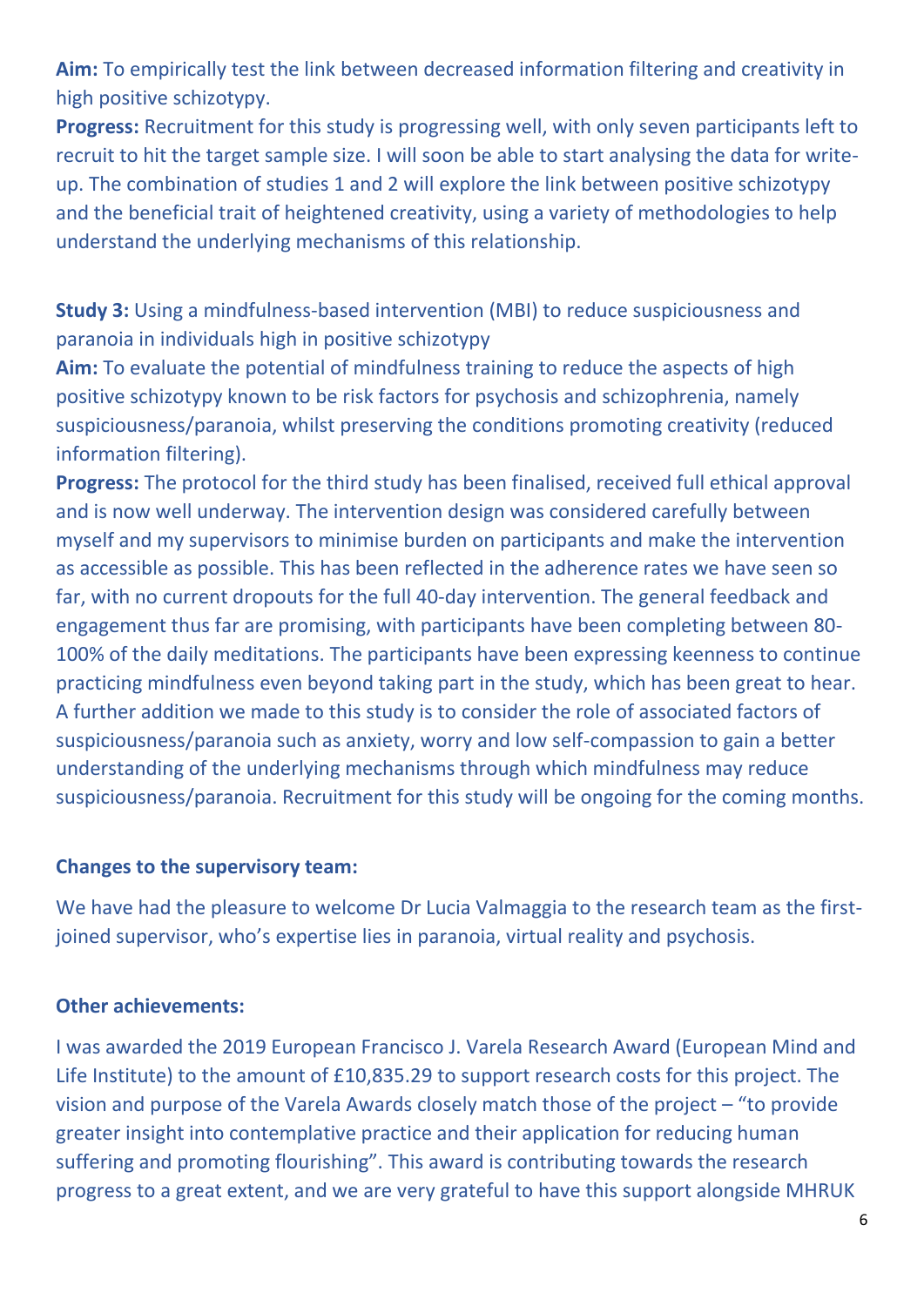**Aim:** To empirically test the link between decreased information filtering and creativity in high positive schizotypy.

**Progress:** Recruitment for this study is progressing well, with only seven participants left to recruit to hit the target sample size. I will soon be able to start analysing the data for write-up. The combination of studies 1 and 2 will explore the link between positive schizotypy and the beneficial trait of heightened creativity, using a variety of methodologies to help understand the underlying mechanisms of this relationship.

**Study 3:** Using a mindfulness-based intervention (MBI) to reduce suspiciousness and paranoia in individuals high in positive schizotypy

**Aim:** To evaluate the potential of mindfulness training to reduce the aspects of high positive schizotypy known to be risk factors for psychosis and schizophrenia, namely suspiciousness/paranoia, whilst preserving the conditions promoting creativity (reduced information filtering).

**Progress:** The protocol for the third study has been finalised, received full ethical approval and is now well underway. The intervention design was considered carefully between myself and my supervisors to minimise burden on participants and make the intervention as accessible as possible. This has been reflected in the adherence rates we have seen so far, with no current dropouts for the full 40-day intervention. The general feedback and engagement thus far are promising, with participants have been completing between 80-100% of the daily meditations. The participants have been expressing keenness to continue practicing mindfulness even beyond taking part in the study, which has been great to hear. A further addition we made to this study is to consider the role of associated factors of suspiciousness/paranoia such as anxiety, worry and low self-compassion to gain a better understanding of the underlying mechanisms through which mindfulness may reduce suspiciousness/paranoia. Recruitment for this study will be ongoing for the coming months.

### Changes to the supervisory team:

We have had the pleasure to welcome Dr Lucia Valmaggia to the research team as the first-joined supervisor, who's expertise lies in paranoia, virtual reality and psychosis.

### Other achievements:

I was awarded the 2019 European Francisco J. Varela Research Award (European Mind and Life Institute) to the amount of £10,835.29 to support research costs for this project. The vision and purpose of the Varela Awards closely match those of the project – "to provide greater insight into contemplative practice and their application for reducing human suffering and promoting flourishing". This award is contributing towards the research progress to a great extent, and we are very grateful to have this support alongside MHRUK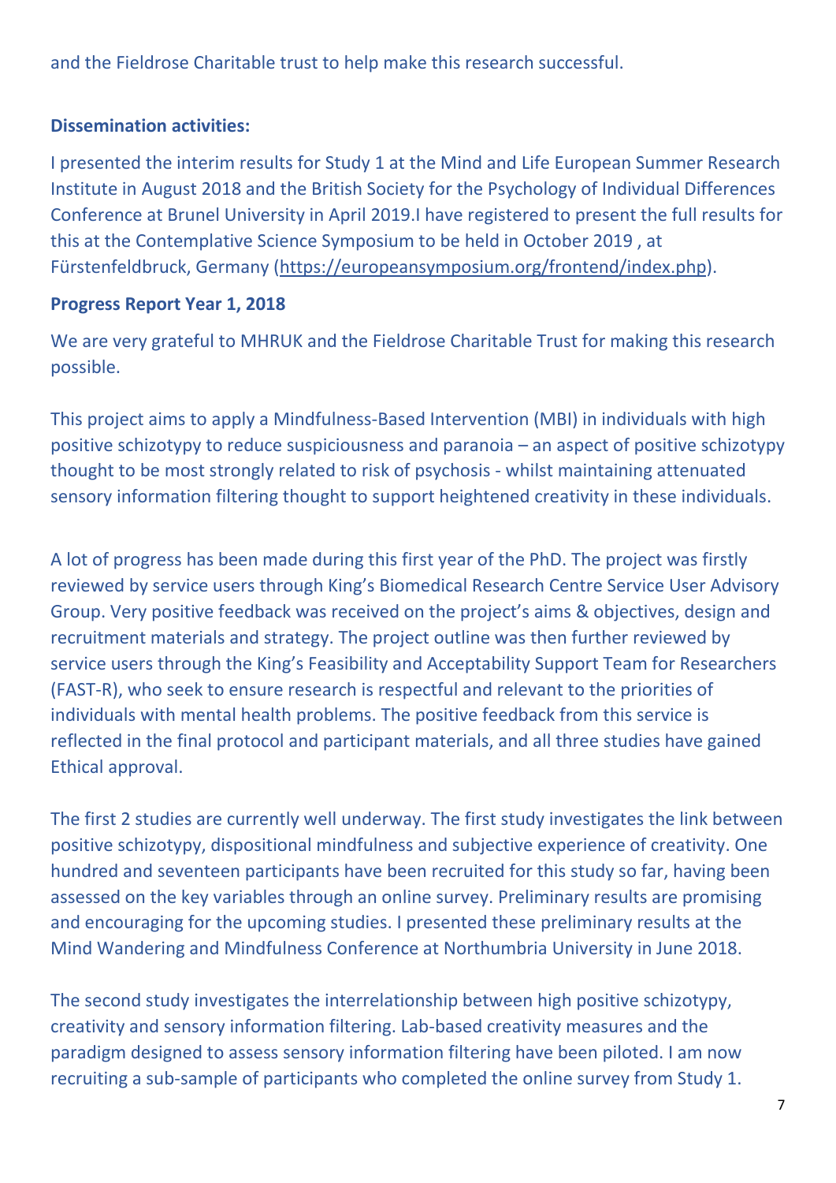and the Fieldrose Charitable trust to help make this research successful.

**Dissemination activities:**

I presented the interim results for Study 1 at the Mind and Life European Summer Research Institute in August 2018 and the British Society for the Psychology of Individual Differences Conference at Brunel University in April 2019.I have registered to present the full results for this at the Contemplative Science Symposium to be held in October 2019 , at Fürstenfeldbruck, Germany (https://europeansymposium.org/frontend/index.php).

**Progress Report Year 1, 2018**

We are very grateful to MHRUK and the Fieldrose Charitable Trust for making this research possible.

This project aims to apply a Mindfulness-Based Intervention (MBI) in individuals with high positive schizotypy to reduce suspiciousness and paranoia – an aspect of positive schizotypy thought to be most strongly related to risk of psychosis - whilst maintaining attenuated sensory information filtering thought to support heightened creativity in these individuals.

A lot of progress has been made during this first year of the PhD. The project was firstly reviewed by service users through King's Biomedical Research Centre Service User Advisory Group. Very positive feedback was received on the project's aims & objectives, design and recruitment materials and strategy. The project outline was then further reviewed by service users through the King's Feasibility and Acceptability Support Team for Researchers (FAST-R), who seek to ensure research is respectful and relevant to the priorities of individuals with mental health problems. The positive feedback from this service is reflected in the final protocol and participant materials, and all three studies have gained Ethical approval.

The first 2 studies are currently well underway. The first study investigates the link between positive schizotypy, dispositional mindfulness and subjective experience of creativity. One hundred and seventeen participants have been recruited for this study so far, having been assessed on the key variables through an online survey. Preliminary results are promising and encouraging for the upcoming studies. I presented these preliminary results at the Mind Wandering and Mindfulness Conference at Northumbria University in June 2018.

The second study investigates the interrelationship between high positive schizotypy, creativity and sensory information filtering. Lab-based creativity measures and the paradigm designed to assess sensory information filtering have been piloted. I am now recruiting a sub-sample of participants who completed the online survey from Study 1.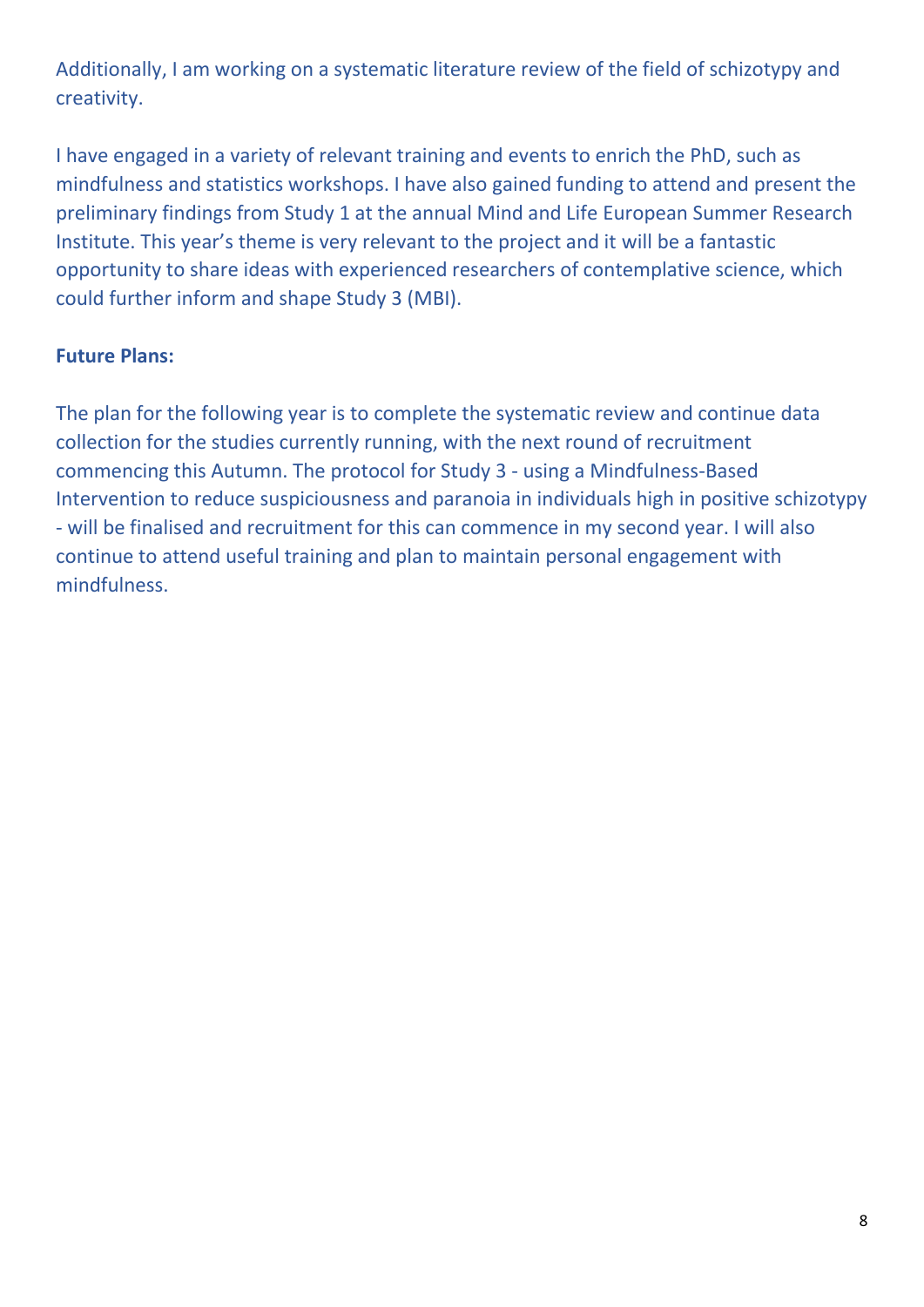Additionally, I am working on a systematic literature review of the field of schizotypy and creativity.

I have engaged in a variety of relevant training and events to enrich the PhD, such as mindfulness and statistics workshops. I have also gained funding to attend and present the preliminary findings from Study 1 at the annual Mind and Life European Summer Research Institute. This year's theme is very relevant to the project and it will be a fantastic opportunity to share ideas with experienced researchers of contemplative science, which could further inform and shape Study 3 (MBI).

**Future Plans:**

The plan for the following year is to complete the systematic review and continue data collection for the studies currently running, with the next round of recruitment commencing this Autumn. The protocol for Study 3 - using a Mindfulness-Based Intervention to reduce suspiciousness and paranoia in individuals high in positive schizotypy - will be finalised and recruitment for this can commence in my second year. I will also continue to attend useful training and plan to maintain personal engagement with mindfulness.